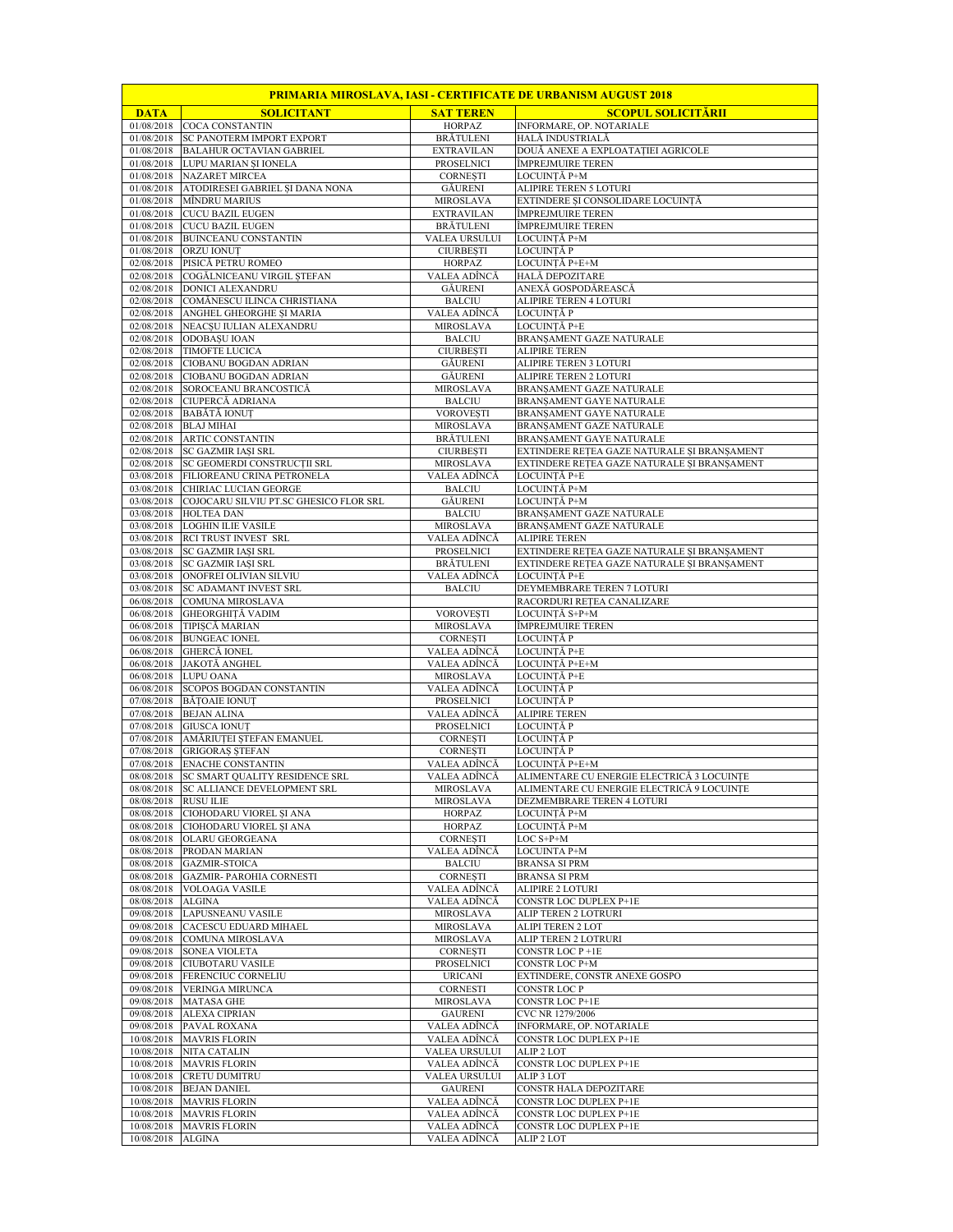| PRIMARIA MIROSLAVA, IASI - CERTIFICATE DE URBANISM AUGUST 2018 | | | |
|---|---|---|---|
| **DATA** | **SOLICITANT** | **SAT TEREN** | **SCOPUL SOLICITĂRII** |
| 01/08/2018 | COCA CONSTANTIN | HORPAZ | INFORMARE, OP. NOTARIALE |
| 01/08/2018 | SC PANOTERM IMPORT EXPORT | BRĂTULENI | HALĂ INDUSTRIALĂ |
| 01/08/2018 | BALAHUR OCTAVIAN GABRIEL | EXTRAVILAN | DOUĂ ANEXE A EXPLOATAȚIEI AGRICOLE |
| 01/08/2018 | LUPU MARIAN ȘI IONELA | PROSELNICI | ÎMPREJMUIRE TEREN |
| 01/08/2018 | NAZARET MIRCEA | CORNEȘTI | LOCUINȚĂ P+M |
| 01/08/2018 | ATODIRESEI GABRIEL ȘI DANA NONA | GĂURENI | ALIPIRE TEREN 5 LOTURI |
| 01/08/2018 | MÎNDRU MARIUS | MIROSLAVA | EXTINDERE ȘI CONSOLIDARE LOCUINȚĂ |
| 01/08/2018 | CUCU BAZIL EUGEN | EXTRAVILAN | ÎMPREJMUIRE TEREN |
| 01/08/2018 | CUCU BAZIL EUGEN | BRĂTULENI | ÎMPREJMUIRE TEREN |
| 01/08/2018 | BUINCEANU CONSTANTIN | VALEA URSULUI | LOCUINȚĂ P+M |
| 01/08/2018 | ORZU IONUȚ | CIURBEȘTI | LOCUINȚĂ P |
| 02/08/2018 | PISICĂ PETRU ROMEO | HORPAZ | LOCUINȚĂ P+E+M |
| 02/08/2018 | COGĂLNICEANU VIRGIL ȘTEFAN | VALEA ADÎNCĂ | HALĂ DEPOZITARE |
| 02/08/2018 | DONICI ALEXANDRU | GĂURENI | ANEXĂ GOSPODĂREASCĂ |
| 02/08/2018 | COMĂNESCU ILINCA CHRISTIANA | BALCIU | ALIPIRE TEREN 4 LOTURI |
| 02/08/2018 | ANGHEL GHEORGHE ȘI MARIA | VALEA ADÎNCĂ | LOCUINȚĂ P |
| 02/08/2018 | NEACȘU IULIAN ALEXANDRU | MIROSLAVA | LOCUINȚĂ P+E |
| 02/08/2018 | ODOBAȘU IOAN | BALCIU | BRANȘAMENT GAZE NATURALE |
| 02/08/2018 | TIMOFTE LUCICA | CIURBEȘTI | ALIPIRE TEREN |
| 02/08/2018 | CIOBANU BOGDAN ADRIAN | GĂURENI | ALIPIRE TEREN 3 LOTURI |
| 02/08/2018 | CIOBANU BOGDAN ADRIAN | GĂURENI | ALIPIRE TEREN 2 LOTURI |
| 02/08/2018 | SOROCEANU BRANCOSTICĂ | MIROSLAVA | BRANȘAMENT GAZE NATURALE |
| 02/08/2018 | CIUPERCĂ ADRIANA | BALCIU | BRANȘAMENT GAYE NATURALE |
| 02/08/2018 | BABĂTĂ IONUȚ | VOROVEȘTI | BRANȘAMENT GAYE NATURALE |
| 02/08/2018 | BLAJ MIHAI | MIROSLAVA | BRANȘAMENT GAZE NATURALE |
| 02/08/2018 | ARTIC CONSTANTIN | BRĂTULENI | BRANȘAMENT GAYE NATURALE |
| 02/08/2018 | SC GAZMIR IAȘI SRL | CIURBEȘTI | EXTINDERE REȚEA GAZE NATURALE ȘI BRANȘAMENT |
| 02/08/2018 | SC GEOMERDI CONSTRUCȚII SRL | MIROSLAVA | EXTINDERE REȚEA GAZE NATURALE ȘI BRANȘAMENT |
| 03/08/2018 | FILIOREANU CRINA PETRONELA | VALEA ADÎNCĂ | LOCUINȚĂ P+E |
| 03/08/2018 | CHIRIAC LUCIAN GEORGE | BALCIU | LOCUINȚĂ P+M |
| 03/08/2018 | COJOCARU SILVIU PT.SC GHESICO FLOR SRL | GĂURENI | LOCUINȚĂ P+M |
| 03/08/2018 | HOLTEA DAN | BALCIU | BRANȘAMENT GAZE NATURALE |
| 03/08/2018 | LOGHIN ILIE VASILE | MIROSLAVA | BRANȘAMENT GAZE NATURALE |
| 03/08/2018 | RCI TRUST INVEST SRL | VALEA ADÎNCĂ | ALIPIRE TEREN |
| 03/08/2018 | SC GAZMIR IAȘI SRL | PROSELNICI | EXTINDERE REȚEA GAZE NATURALE ȘI BRANȘAMENT |
| 03/08/2018 | SC GAZMIR IAȘI SRL | BRĂTULENI | EXTINDERE REȚEA GAZE NATURALE ȘI BRANȘAMENT |
| 03/08/2018 | ONOFREI OLIVIAN SILVIU | VALEA ADÎNCĂ | LOCUINȚĂ P+E |
| 03/08/2018 | SC ADAMANT INVEST SRL | BALCIU | DEYMEMBRARE TEREN 7 LOTURI |
| 06/08/2018 | COMUNA MIROSLAVA | | RACORDURI REȚEA CANALIZARE |
| 06/08/2018 | GHEORGHIȚĂ VADIM | VOROVEȘTI | LOCUINȚĂ S+P+M |
| 06/08/2018 | TIPIȘCĂ MARIAN | MIROSLAVA | ÎMPREJMUIRE TEREN |
| 06/08/2018 | BUNGEAC IONEL | CORNEȘTI | LOCUINȚĂ P |
| 06/08/2018 | GHERCĂ IONEL | VALEA ADÎNCĂ | LOCUINȚĂ P+E |
| 06/08/2018 | JAKOTĂ ANGHEL | VALEA ADÎNCĂ | LOCUINȚĂ P+E+M |
| 06/08/2018 | LUPU OANA | MIROSLAVA | LOCUINȚĂ P+E |
| 06/08/2018 | SCOPOS BOGDAN CONSTANTIN | VALEA ADÎNCĂ | LOCUINȚĂ P |
| 07/08/2018 | BĂȚOAIE IONUȚ | PROSELNICI | LOCUINȚĂ P |
| 07/08/2018 | BEJAN ALINA | VALEA ADÎNCĂ | ALIPIRE TEREN |
| 07/08/2018 | GIUSCA IONUȚ | PROSELNICI | LOCUINȚĂ P |
| 07/08/2018 | AMĂRIUȚEI ȘTEFAN EMANUEL | CORNEȘTI | LOCUINȚĂ P |
| 07/08/2018 | GRIGORAȘ ȘTEFAN | CORNEȘTI | LOCUINȚĂ P |
| 07/08/2018 | ENACHE CONSTANTIN | VALEA ADÎNCĂ | LOCUINȚĂ P+E+M |
| 08/08/2018 | SC SMART QUALITY RESIDENCE SRL | VALEA ADÎNCĂ | ALIMENTARE CU ENERGIE ELECTRICĂ 3 LOCUINȚE |
| 08/08/2018 | SC ALLIANCE DEVELOPMENT SRL | MIROSLAVA | ALIMENTARE CU ENERGIE ELECTRICĂ 9 LOCUINȚE |
| 08/08/2018 | RUSU ILIE | MIROSLAVA | DEZMEMBRARE TEREN 4 LOTURI |
| 08/08/2018 | CIOHODARU VIOREL ȘI ANA | HORPAZ | LOCUINȚĂ P+M |
| 08/08/2018 | CIOHODARU VIOREL ȘI ANA | HORPAZ | LOCUINȚĂ P+M |
| 08/08/2018 | OLARU GEORGEANA | CORNEȘTI | LOC S+P+M |
| 08/08/2018 | PRODAN MARIAN | VALEA ADÎNCĂ | LOCUINTA P+M |
| 08/08/2018 | GAZMIR-STOICA | BALCIU | BRANSA SI PRM |
| 08/08/2018 | GAZMIR- PAROHIA CORNESTI | CORNEȘTI | BRANSA SI PRM |
| 08/08/2018 | VOLOAGA VASILE | VALEA ADÎNCĂ | ALIPIRE 2 LOTURI |
| 08/08/2018 | ALGINA | VALEA ADÎNCĂ | CONSTR LOC DUPLEX P+1E |
| 09/08/2018 | LAPUSNEANU VASILE | MIROSLAVA | ALIP TEREN 2 LOTRURI |
| 09/08/2018 | CACESCU EDUARD MIHAEL | MIROSLAVA | ALIPI TEREN 2 LOT |
| 09/08/2018 | COMUNA MIROSLAVA | MIROSLAVA | ALIP TEREN 2 LOTRURI |
| 09/08/2018 | SONEA VIOLETA | CORNEȘTI | CONSTR LOC P +1E |
| 09/08/2018 | CIUBOTARU VASILE | PROSELNICI | CONSTR LOC P+M |
| 09/08/2018 | FERENCIUC CORNELIU | URICANI | EXTINDERE, CONSTR ANEXE GOSPO |
| 09/08/2018 | VERINGA MIRUNCA | CORNESTI | CONSTR LOC P |
| 09/08/2018 | MATASA GHE | MIROSLAVA | CONSTR LOC P+1E |
| 09/08/2018 | ALEXA CIPRIAN | GAURENI | CVC NR 1279/2006 |
| 09/08/2018 | PAVAL ROXANA | VALEA ADÎNCĂ | INFORMARE, OP. NOTARIALE |
| 10/08/2018 | MAVRIS FLORIN | VALEA ADÎNCĂ | CONSTR LOC DUPLEX P+1E |
| 10/08/2018 | NITA CATALIN | VALEA URSULUI | ALIP 2 LOT |
| 10/08/2018 | MAVRIS FLORIN | VALEA ADÎNCĂ | CONSTR LOC DUPLEX P+1E |
| 10/08/2018 | CRETU DUMITRU | VALEA URSULUI | ALIP 3 LOT |
| 10/08/2018 | BEJAN DANIEL | GAURENI | CONSTR HALA DEPOZITARE |
| 10/08/2018 | MAVRIS FLORIN | VALEA ADÎNCĂ | CONSTR LOC DUPLEX P+1E |
| 10/08/2018 | MAVRIS FLORIN | VALEA ADÎNCĂ | CONSTR LOC DUPLEX P+1E |
| 10/08/2018 | MAVRIS FLORIN | VALEA ADÎNCĂ | CONSTR LOC DUPLEX P+1E |
| 10/08/2018 | ALGINA | VALEA ADÎNCĂ | ALIP 2 LOT |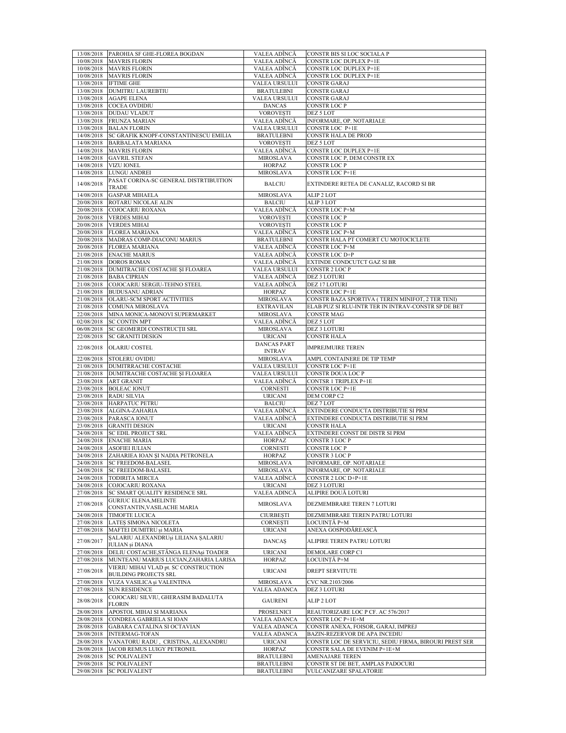| | | | |
|---|---|---|---|
| 13/08/2018 | PAROHIA SF GHE-FLOREA BOGDAN | VALEA ADÎNCĂ | CONSTR BIS SI LOC SOCIALA P |
| 10/08/2018 | MAVRIS FLORIN | VALEA ADÎNCĂ | CONSTR LOC DUPLEX P+1E |
| 10/08/2018 | MAVRIS FLORIN | VALEA ADÎNCĂ | CONSTR LOC DUPLEX P+1E |
| 10/08/2018 | MAVRIS FLORIN | VALEA ADÎNCĂ | CONSTR LOC DUPLEX P+1E |
| 13/08/2018 | IFTIME GHE | VALEA URSULUI | CONSTR GARAJ |
| 13/08/2018 | DUMITRU LAUREBTIU | BRATULEBNI | CONSTR GARAJ |
| 13/08/2018 | AGAPE ELENA | VALEA URSULUI | CONSTR GARAJ |
| 13/08/2018 | COCEA OVDIDIU | DANCAS | CONSTR LOC P |
| 13/08/2018 | DUDAU VLADUT | VOROVEȘTI | DEZ 5 LOT |
| 13/08/2018 | FRUNZA MARIAN | VALEA ADÎNCĂ | INFORMARE, OP. NOTARIALE |
| 13/08/2018 | BALAN FLORIN | VALEA URSULUI | CONSTR LOC P+1E |
| 14/08/2018 | SC GRAFIK KNOPF-CONSTANTINESCU EMILIA | BRATULEBNI | CONSTR HALA DE PROD |
| 14/08/2018 | BARBALATA MARIANA | VOROVEȘTI | DEZ 5 LOT |
| 14/08/2018 | MAVRIS FLORIN | VALEA ADÎNCĂ | CONSTR LOC DUPLEX P+1E |
| 14/08/2018 | GAVRIL STEFAN | MIROSLAVA | CONSTR LOC P, DEM CONSTR EX |
| 14/08/2018 | VIZU IONEL | HORPAZ | CONSTR LOC P |
| 14/08/2018 | LUNGU ANDREI | MIROSLAVA | CONSTR LOC P+1E |
| 14/08/2018 | PASAT CORINA-SC GENERAL DISTRTIBUITION TRADE | BALCIU | EXTINDERE RETEA DE CANALIZ, RACORD SI BR |
| 14/08/2018 | GASPAR MIHAELA | MIROSLAVA | ALIP 2 LOT |
| 20/08/2018 | ROTARU NICOLAE ALIN | BALCIU | ALIP 3 LOT |
| 20/08/2018 | COJOCARIU ROXANA | VALEA ADÎNCĂ | CONSTR LOC P+M |
| 20/08/2018 | VERDES MIHAI | VOROVEȘTI | CONSTR LOC P |
| 20/08/2018 | VERDES MIHAI | VOROVEȘTI | CONSTR LOC P |
| 20/08/2018 | FLOREA MARIANA | VALEA ADÎNCĂ | CONSTR LOC P+M |
| 20/08/2018 | MADRAS COMP-DIACONU MARIUS | BRATULEBNI | CONSTR HALA PT COMERT CU MOTOCICLETE |
| 20/08/2018 | FLOREA MARIANA | VALEA ADÎNCĂ | CONSTR LOC P+M |
| 21/08/2018 | ENACHE MARIUS | VALEA ADÎNCĂ | CONSTR LOC D+P |
| 21/08/2018 | DOROS ROMAN | VALEA ADÎNCĂ | EXTINDE CONDCUTCT GAZ SI BR |
| 21/08/2018 | DUMITRACHE COSTACHE ŞI FLOAREA | VALEA URSULUI | CONSTR 2 LOC P |
| 21/08/2018 | BABA CIPRIAN | VALEA ADÎNCĂ | DEZ 3 LOTURI |
| 21/08/2018 | COJOCARIU SERGIU-TEHNO STEEL | VALEA ADÎNCĂ | DEZ 17 LOTURI |
| 21/08/2018 | BUDUSANU ADRIAN | HORPAZ | CONSTR LOC P+1E |
| 21/08/2018 | OLARU-SCM SPORT ACTIVITIES | MIROSLAVA | CONSTR BAZA SPORTIVA ( TEREN MINIFOT, 2 TER TENI) |
| 21/08/2018 | COMUNA MIROSLAVA | EXTRAVILAN | ELAB PUZ SI RLU-INTR TER IN INTRAV-CONSTR SP DE BET |
| 22/08/2018 | MINA MONICA-MONOVI SUPERMARKET | MIROSLAVA | CONSTR MAG |
| 02/08/2018 | SC CONTIN MPT | VALEA ADÎNCĂ | DEZ 5 LOT |
| 06/08/2018 | SC GEOMERDI CONSTRUCȚII SRL | MIROSLAVA | DEZ 3 LOTURI |
| 22/08/2018 | SC GRANITI DESIGN | URICANI | CONSTR HALA |
| 22/08/2018 | OLARIU COSTEL | DANCAS PART INTRAV | IMPREJMUIRE TEREN |
| 22/08/2018 | STOLERU OVIDIU | MIROSLAVA | AMPL CONTAINERE DE TIP TEMP |
| 21/08/2018 | DUMITRRACHE COSTACHE | VALEA URSULUI | CONSTR LOC P+1E |
| 21/08/2018 | DUMITRACHE COSTACHE ŞI FLOAREA | VALEA URSULUI | CONSTR DOUA LOC P |
| 23/08/2018 | ART GRANIT | VALEA ADÎNCĂ | CONTSR 1 TRIPLEX P+1E |
| 23/08/2018 | BOLEAC IONUT | CORNESTI | CONSTR LOC P+1E |
| 23/08/2018 | RADU SILVIA | URICANI | DEM CORP C2 |
| 23/08/2018 | HARPATUC PETRU | BALCIU | DEZ 7 LOT |
| 23/08/2018 | ALGINA-ZAHARIA | VALEA ADÎNCĂ | EXTINDERE CONDUCTA DISTRIBUTIE SI PRM |
| 23/08/2018 | PARASCA IONUT | VALEA ADÎNCĂ | EXTINDERE CONDUCTA DISTRIBUTIE SI PRM |
| 23/08/2018 | GRANITI DESIGN | URICANI | CONSTR HALA |
| 24/08/2018 | SC EDIL PROJECT SRL | VALEA ADÎNCĂ | EXTINDERE CONST DE DISTR SI PRM |
| 24/08/2018 | ENACHE MARIA | HORPAZ | CONSTR 3 LOC P |
| 24/08/2018 | ASOFIEI IULIAN | CORNESTI | CONSTR LOC P |
| 24/08/2018 | ZAHARIEA IOAN ŞI NADIA PETRONELA | HORPAZ | CONSTR 3 LOC P |
| 24/08/2018 | SC FREEDOM-BALASEL | MIROSLAVA | INFORMARE, OP. NOTARIALE |
| 24/08/2018 | SC FREEDOM-BALASEL | MIROSLAVA | INFORMARE, OP. NOTARIALE |
| 24/08/2018 | TODIRITA MIRCEA | VALEA ADÎNCĂ | CONSTR 2 LOC D+P+1E |
| 24/08/2018 | COJOCARIU ROXANA | URICANI | DEZ 3 LOTURI |
| 27/08/2018 | SC SMART QUALITY RESIDENCE SRL | VALEA ADÎNCĂ | ALIPIRE DOUĂ LOTURI |
| 27/08/2018 | GURIUC ELENA,MELINTE CONSTANTIN,VASILACHE MARIA | MIROSLAVA | DEZMEMBRARE TEREN 7 LOTURI |
| 24/08/2018 | TIMOFTE LUCICA | CIURBEȘTI | DEZMEMBRARE TEREN PATRU LOTURI |
| 27/08/2018 | LATEȘ SIMONA NICOLETA | CORNEȘTI | LOCUINȚĂ P+M |
| 27/08/2018 | MAFTEI DUMITRU și MARIA | URICANI | ANEXA GOSPODĂREASCĂ |
| 27/08/2017 | ŞALARIU ALEXANDRUși LILIANA ŞALARIU IULIAN și DIANA | DANCAȘ | ALIPIRE TEREN PATRU LOTURI |
| 27/08/2018 | DELIU COSTACHE,STÂNGA ELENAși TOADER | URICANI | DEMOLARE CORP C1 |
| 27/08/2018 | MUNTEANU MARIUS LUCIAN,ZAHARIA LARISA | HORPAZ | LOCUINȚĂ P+M |
| 27/08/2018 | VIERIU MIHAI VLAD pt. SC CONSTRUCTION BUILDING PROJECTS SRL | URICANI | DREPT SERVITUTE |
| 27/08/2018 | VUZA VASILICA și VALENTINA | MIROSLAVA | CVC NR.2103/2006 |
| 27/08/2018 | SUN RESIDENCE | VALEA ADANCA | DEZ 3 LOTURI |
| 28/08/2018 | COJOCARU SILVIU, GHERASIM BADALUTA FLORIN | GAURENI | ALIP 2 LOT |
| 28/08/2018 | APOSTOL MIHAI SI MARIANA | PROSELNICI | REAUTORIZARE LOC P CF. AC 576/2017 |
| 28/08/2018 | CONDREA GABRIELA SI IOAN | VALEA ADANCA | CONSTR LOC P+1E+M |
| 28/08/2018 | GABARA CATALINA SI OCTAVIAN | VALEA ADANCA | CONSTR ANEXA, FOISOR, GARAJ, IMPREJ |
| 28/08/2018 | INTERMAG-TOFAN | VALEA ADANCA | BAZIN-REZERVOR DE APA INCEDIU |
| 28/08/2018 | VANATORU RADU , CRISTINA, ALEXANDRU | URICANI | CONSTR LOC DE SERVICIU, SEDIU FIRMA, BIROURI PREST SER |
| 28/08/2018 | IACOB REMUS LUIGY PETRONEL | HORPAZ | CONSTR SALA DE EVENIM P+1E+M |
| 29/08/2018 | SC POLIVALENT | BRATULEBNI | AMENAJARE TEREN |
| 29/08/2018 | SC POLIVALENT | BRATULEBNI | CONSTR ST DE BET, AMPLAS PADOCURI |
| 29/08/2018 | SC POLIVALENT | BRATULEBNI | VULCANIZARE SPALATORIE |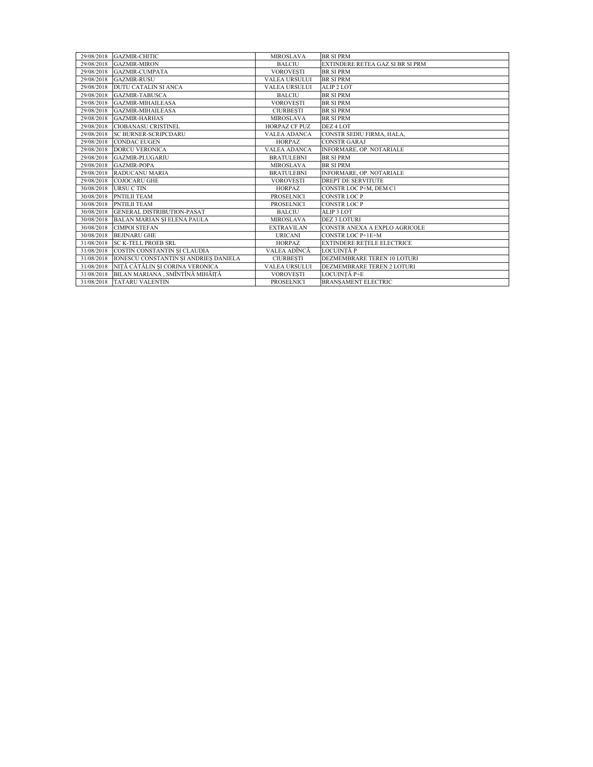| | | | |
|---|---|---|---|
| 29/08/2018 | GAZMIR-CHITIC | MIROSLAVA | BR SI PRM |
| 29/08/2018 | GAZMIR-MIRON | BALCIU | EXTINDERE RETEA GAZ SI BR SI PRM |
| 29/08/2018 | GAZMIR-CUMPATA | VOROVEȘTI | BR SI PRM |
| 29/08/2018 | GAZMIR-RUSU | VALEA URSULUI | BR SI PRM |
| 29/08/2018 | DUTU CATALIN SI ANCA | VALEA URSULUI | ALIP 2 LOT |
| 29/08/2018 | GAZMIR-TABUSCA | BALCIU | BR SI PRM |
| 29/08/2018 | GAZMIR-MIHAILEASA | VOROVEȘTI | BR SI PRM |
| 29/08/2018 | GAZMIR-MIHAILEASA | CIURBEȘTI | BR SI PRM |
| 29/08/2018 | GAZMIR-HARHAS | MIROSLAVA | BR SI PRM |
| 29/08/2018 | CIOBANASU CRISTINEL | HORPAZ CF PUZ | DEZ 4 LOT |
| 29/08/2018 | SC BURNER-SCRIPCDARU | VALEA ADANCA | CONSTR SEDIU FIRMA, HALA, |
| 29/08/2018 | CONDAC EUGEN | HORPAZ | CONSTR GARAJ |
| 29/08/2018 | DORCU VERONICA | VALEA ADANCA | INFORMARE, OP. NOTARIALE |
| 29/08/2018 | GAZMIR-PLUGARIU | BRATULEBNI | BR SI PRM |
| 29/08/2018 | GAZMIR-POPA | MIROSLAVA | BR SI PRM |
| 29/08/2018 | RADUCANU MARIA | BRATULEBNI | INFORMARE, OP. NOTARIALE |
| 29/08/2018 | COJOCARU GHE | VOROVEȘTI | DREPT DE SERVITUTE |
| 30/08/2018 | URSU C TIN | HORPAZ | CONSTR LOC P+M, DEM C1 |
| 30/08/2018 | PNTILII TEAM | PROSELNICI | CONSTR LOC P |
| 30/08/2018 | PNTILII TEAM | PROSELNICI | CONSTR LOC P |
| 30/08/2018 | GENERAL DISTRIBUTION-PASAT | BALCIU | ALIP 3 LOT |
| 30/08/2018 | BALAN MARIAN ȘI ELENA PAULA | MIROSLAVA | DEZ 3 LOTURI |
| 30/08/2018 | CIMPOI STEFAN | EXTRAVILAN | CONSTR ANEXA A EXPLO AGRICOLE |
| 30/08/2018 | BEJINARU GHE | URICANI | CONSTR LOC P+1E+M |
| 31/08/2018 | SC K-TELL PROEB SRL | HORPAZ | EXTINDERE REȚELE ELECTRICE |
| 31/08/2018 | COSTIN CONSTANTIN ȘI CLAUDIA | VALEA ADÎNCĂ | LOCUINȚĂ P |
| 31/08/2018 | IONESCU CONSTANTIN ȘI ANDRIEȘ DANIELA | CIURBEȘTI | DEZMEMBRARE TEREN 10 LOTURI |
| 31/08/2018 | NIȚĂ CĂTĂLIN ȘI CORINA VERONICA | VALEA URSULUI | DEZMEMBRARE TEREN 2 LOTURI |
| 31/08/2018 | BILAN MARIANA , SMÎNTÎNĂ MIHĂIȚĂ | VOROVEȘTI | LOCUINȚĂ P+E |
| 31/08/2018 | TATARU VALENTIN | PROSELNICI | BRANȘAMENT ELECTRIC |